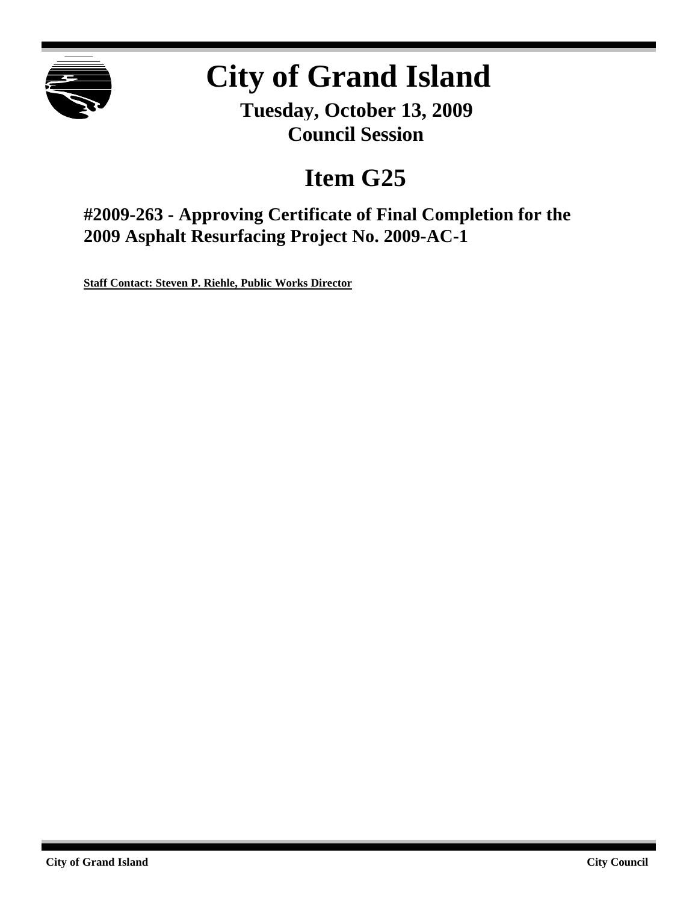# City of Grand Island

**Tuesday, October 13, 2009**
**Council Session**

## Item G25

### #2009-263 - Approving Certificate of Final Completion for the 2009 Asphalt Resurfacing Project No. 2009-AC-1

**Staff Contact: Steven P. Riehle, Public Works Director**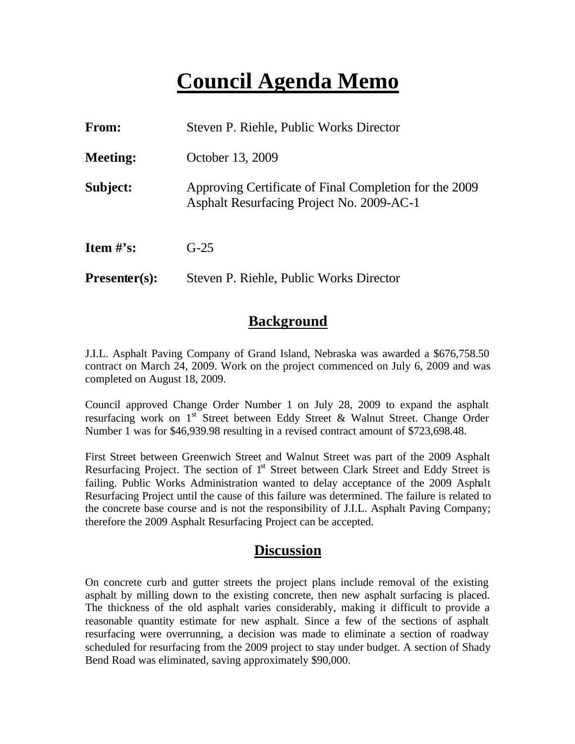# Council Agenda Memo

**From:** Steven P. Riehle, Public Works Director

**Meeting:** October 13, 2009

**Subject:** Approving Certificate of Final Completion for the 2009 Asphalt Resurfacing Project No. 2009-AC-1

**Item #'s:** G-25

**Presenter(s):** Steven P. Riehle, Public Works Director

## Background

J.I.L. Asphalt Paving Company of Grand Island, Nebraska was awarded a $676,758.50 contract on March 24, 2009. Work on the project commenced on July 6, 2009 and was completed on August 18, 2009.

Council approved Change Order Number 1 on July 28, 2009 to expand the asphalt resurfacing work on 1st Street between Eddy Street & Walnut Street. Change Order Number 1 was for $46,939.98 resulting in a revised contract amount of $723,698.48.

First Street between Greenwich Street and Walnut Street was part of the 2009 Asphalt Resurfacing Project. The section of 1st Street between Clark Street and Eddy Street is failing. Public Works Administration wanted to delay acceptance of the 2009 Asphalt Resurfacing Project until the cause of this failure was determined. The failure is related to the concrete base course and is not the responsibility of J.I.L. Asphalt Paving Company; therefore the 2009 Asphalt Resurfacing Project can be accepted.

## Discussion

On concrete curb and gutter streets the project plans include removal of the existing asphalt by milling down to the existing concrete, then new asphalt surfacing is placed. The thickness of the old asphalt varies considerably, making it difficult to provide a reasonable quantity estimate for new asphalt. Since a few of the sections of asphalt resurfacing were overrunning, a decision was made to eliminate a section of roadway scheduled for resurfacing from the 2009 project to stay under budget. A section of Shady Bend Road was eliminated, saving approximately $90,000.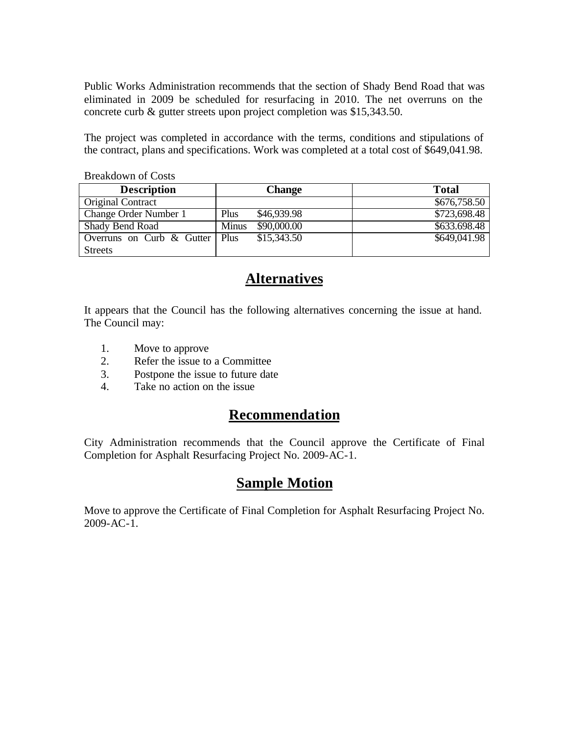Public Works Administration recommends that the section of Shady Bend Road that was eliminated in 2009 be scheduled for resurfacing in 2010. The net overruns on the concrete curb & gutter streets upon project completion was $15,343.50.

The project was completed in accordance with the terms, conditions and stipulations of the contract, plans and specifications. Work was completed at a total cost of $649,041.98.

Breakdown of Costs

| Description | Change | Total |
|---|---|---|
| Original Contract | | $676,758.50 |
| Change Order Number 1 | Plus $46,939.98 | $723,698.48 |
| Shady Bend Road | Minus $90,000.00 | $633.698.48 |
| Overruns on Curb & Gutter Streets | Plus $15,343.50 | $649,041.98 |

## Alternatives

It appears that the Council has the following alternatives concerning the issue at hand. The Council may:

1. Move to approve
2. Refer the issue to a Committee
3. Postpone the issue to future date
4. Take no action on the issue

## Recommendation

City Administration recommends that the Council approve the Certificate of Final Completion for Asphalt Resurfacing Project No. 2009-AC-1.

## Sample Motion

Move to approve the Certificate of Final Completion for Asphalt Resurfacing Project No. 2009-AC-1.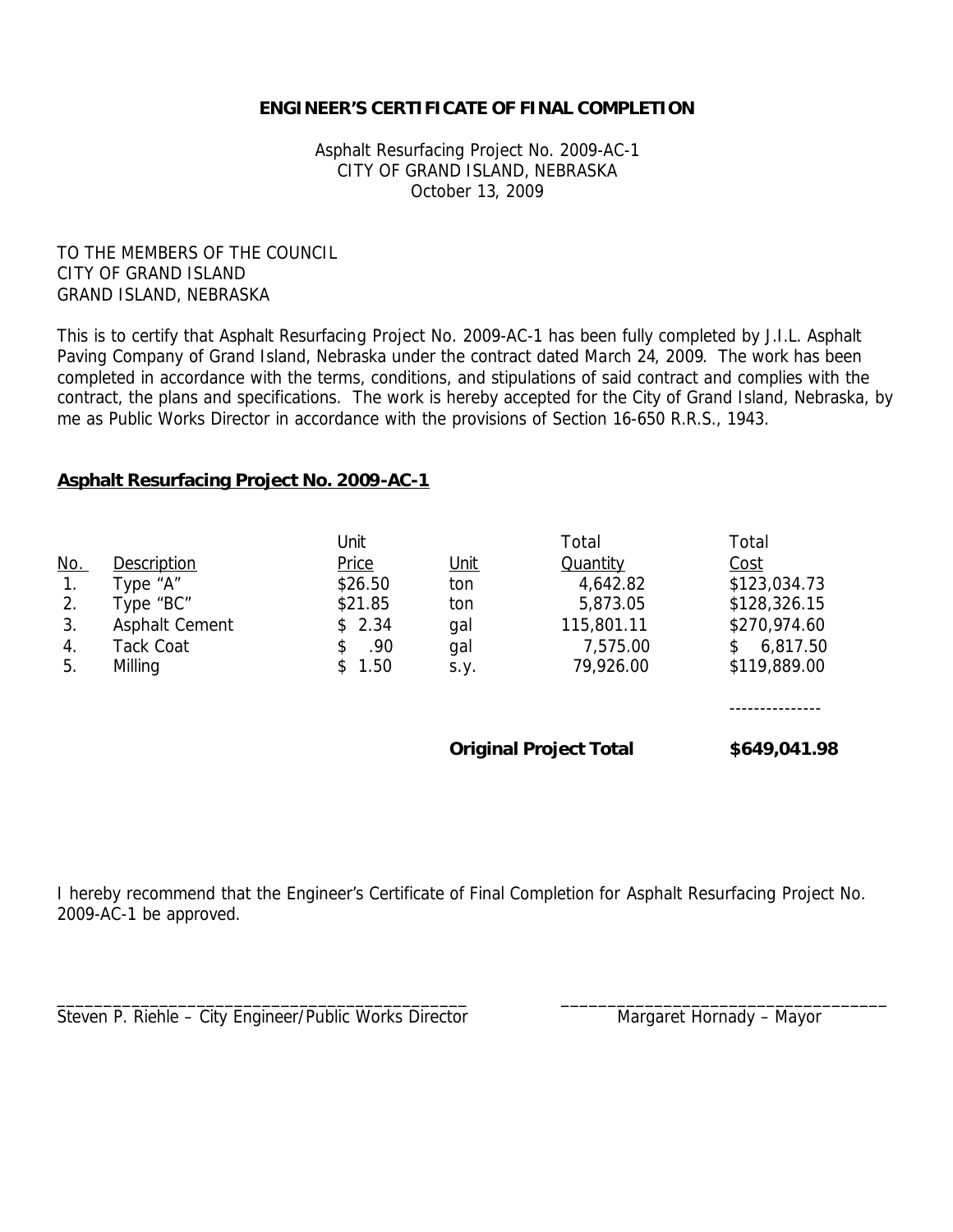# ENGINEER'S CERTIFICATE OF FINAL COMPLETION

Asphalt Resurfacing Project No. 2009-AC-1
CITY OF GRAND ISLAND, NEBRASKA
October 13, 2009

TO THE MEMBERS OF THE COUNCIL
CITY OF GRAND ISLAND
GRAND ISLAND, NEBRASKA

This is to certify that Asphalt Resurfacing Project No. 2009-AC-1 has been fully completed by J.I.L. Asphalt Paving Company of Grand Island, Nebraska under the contract dated March 24, 2009. The work has been completed in accordance with the terms, conditions, and stipulations of said contract and complies with the contract, the plans and specifications. The work is hereby accepted for the City of Grand Island, Nebraska, by me as Public Works Director in accordance with the provisions of Section 16-650 R.R.S., 1943.

## Asphalt Resurfacing Project No. 2009-AC-1

| No. | Description | Unit Price | Unit | Total Quantity | Total Cost |
|---|---|---|---|---|---|
| 1. | Type "A" | $26.50 | ton | 4,642.82 | $123,034.73 |
| 2. | Type "BC" | $21.85 | ton | 5,873.05 | $128,326.15 |
| 3. | Asphalt Cement | $ 2.34 | gal | 115,801.11 | $270,974.60 |
| 4. | Tack Coat | $ .90 | gal | 7,575.00 | $ 6,817.50 |
| 5. | Milling | $ 1.50 | s.y. | 79,926.00 | $119,889.00 |
| | | | | **Original Project Total** | **$649,041.98** |

I hereby recommend that the Engineer's Certificate of Final Completion for Asphalt Resurfacing Project No. 2009-AC-1 be approved.

\_\_\_\_\_\_\_\_\_\_\_\_\_\_\_\_\_\_\_\_\_\_\_\_\_\_\_\_\_\_\_\_\_\_\_\_\_\_\_\_\_\_\_\_
Steven P. Riehle – City Engineer/Public Works Director

\_\_\_\_\_\_\_\_\_\_\_\_\_\_\_\_\_\_\_\_\_\_\_\_\_\_\_\_\_\_\_\_\_\_\_\_
Margaret Hornady – Mayor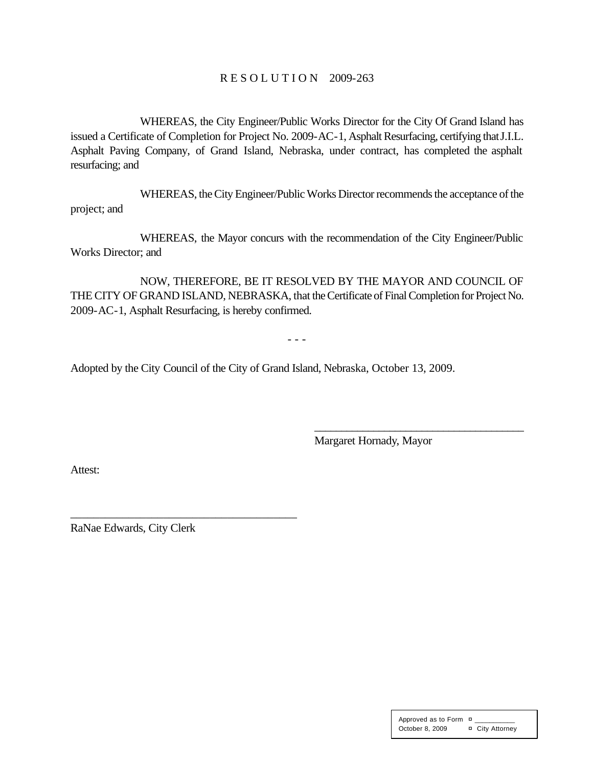# R E S O L U T I O N 2009-263

WHEREAS, the City Engineer/Public Works Director for the City Of Grand Island has issued a Certificate of Completion for Project No. 2009-AC-1, Asphalt Resurfacing, certifying that J.I.L. Asphalt Paving Company, of Grand Island, Nebraska, under contract, has completed the asphalt resurfacing; and

WHEREAS, the City Engineer/Public Works Director recommends the acceptance of the project; and

WHEREAS, the Mayor concurs with the recommendation of the City Engineer/Public Works Director; and

NOW, THEREFORE, BE IT RESOLVED BY THE MAYOR AND COUNCIL OF THE CITY OF GRAND ISLAND, NEBRASKA, that the Certificate of Final Completion for Project No. 2009-AC-1, Asphalt Resurfacing, is hereby confirmed.

- - -

Adopted by the City Council of the City of Grand Island, Nebraska, October 13, 2009.

_____________________________________
Margaret Hornady, Mayor

Attest:

_____________________________________
RaNae Edwards, City Clerk

Approved as to Form ¤ ___________
October 8, 2009 ¤ City Attorney